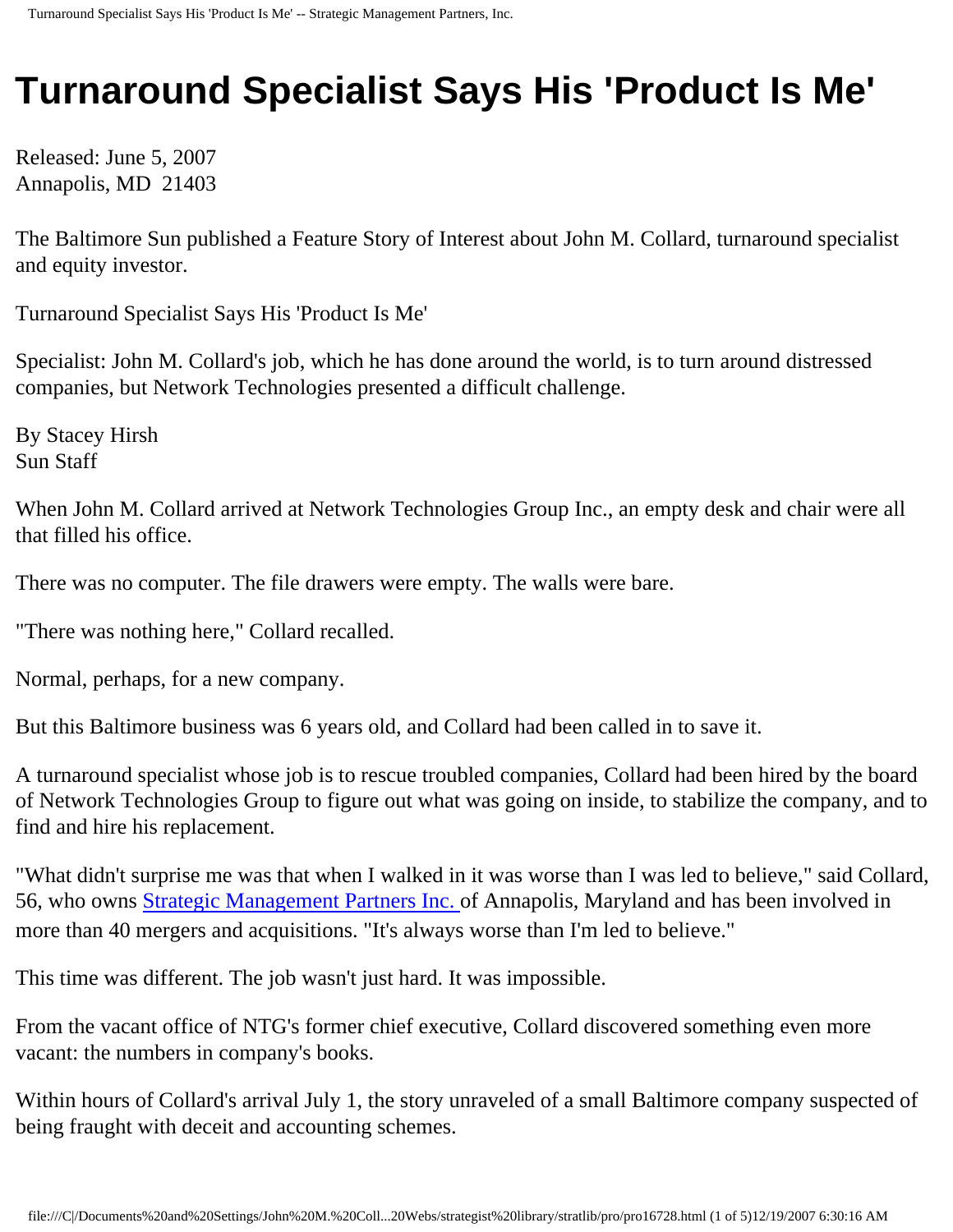# Turnaround Specialist Says His 'Product Is Me'

Released: June 5, 2007
Annapolis, MD 21403

The Baltimore Sun published a Feature Story of Interest about John M. Collard, turnaround specialist and equity investor.

Turnaround Specialist Says His 'Product Is Me'

Specialist: John M. Collard's job, which he has done around the world, is to turn around distressed companies, but Network Technologies presented a difficult challenge.

By Stacey Hirsh
Sun Staff

When John M. Collard arrived at Network Technologies Group Inc., an empty desk and chair were all that filled his office.

There was no computer. The file drawers were empty. The walls were bare.

"There was nothing here," Collard recalled.

Normal, perhaps, for a new company.

But this Baltimore business was 6 years old, and Collard had been called in to save it.

A turnaround specialist whose job is to rescue troubled companies, Collard had been hired by the board of Network Technologies Group to figure out what was going on inside, to stabilize the company, and to find and hire his replacement.

"What didn't surprise me was that when I walked in it was worse than I was led to believe," said Collard, 56, who owns Strategic Management Partners Inc. of Annapolis, Maryland and has been involved in more than 40 mergers and acquisitions. "It's always worse than I'm led to believe."

This time was different. The job wasn't just hard. It was impossible.

From the vacant office of NTG's former chief executive, Collard discovered something even more vacant: the numbers in company's books.

Within hours of Collard's arrival July 1, the story unraveled of a small Baltimore company suspected of being fraught with deceit and accounting schemes.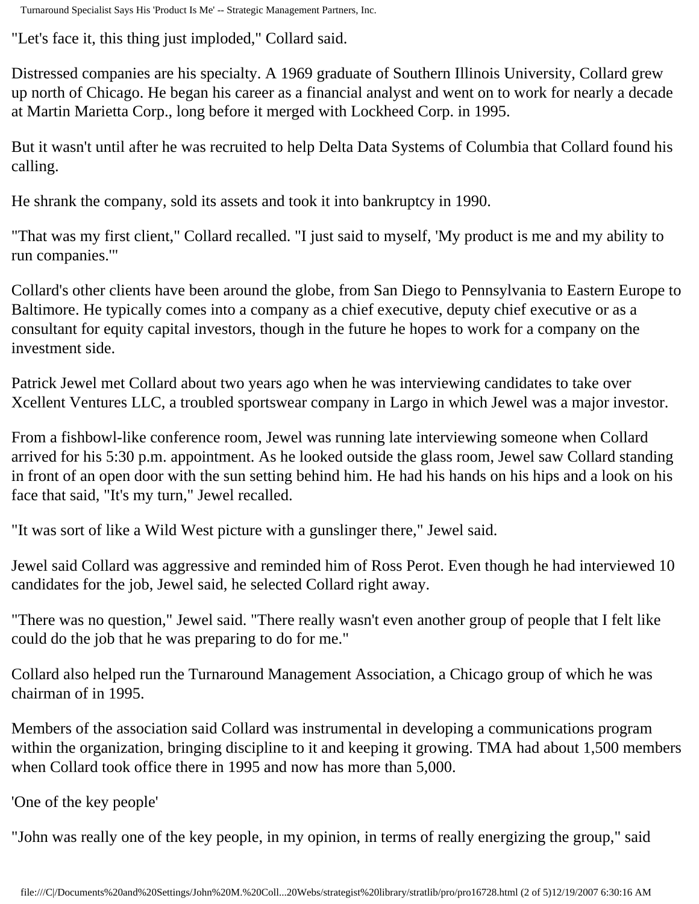"Let's face it, this thing just imploded," Collard said.

Distressed companies are his specialty. A 1969 graduate of Southern Illinois University, Collard grew up north of Chicago. He began his career as a financial analyst and went on to work for nearly a decade at Martin Marietta Corp., long before it merged with Lockheed Corp. in 1995.

But it wasn't until after he was recruited to help Delta Data Systems of Columbia that Collard found his calling.

He shrank the company, sold its assets and took it into bankruptcy in 1990.

"That was my first client," Collard recalled. "I just said to myself, 'My product is me and my ability to run companies.'"

Collard's other clients have been around the globe, from San Diego to Pennsylvania to Eastern Europe to Baltimore. He typically comes into a company as a chief executive, deputy chief executive or as a consultant for equity capital investors, though in the future he hopes to work for a company on the investment side.

Patrick Jewel met Collard about two years ago when he was interviewing candidates to take over Xcellent Ventures LLC, a troubled sportswear company in Largo in which Jewel was a major investor.

From a fishbowl-like conference room, Jewel was running late interviewing someone when Collard arrived for his 5:30 p.m. appointment. As he looked outside the glass room, Jewel saw Collard standing in front of an open door with the sun setting behind him. He had his hands on his hips and a look on his face that said, "It's my turn," Jewel recalled.

"It was sort of like a Wild West picture with a gunslinger there," Jewel said.

Jewel said Collard was aggressive and reminded him of Ross Perot. Even though he had interviewed 10 candidates for the job, Jewel said, he selected Collard right away.

"There was no question," Jewel said. "There really wasn't even another group of people that I felt like could do the job that he was preparing to do for me."

Collard also helped run the Turnaround Management Association, a Chicago group of which he was chairman of in 1995.

Members of the association said Collard was instrumental in developing a communications program within the organization, bringing discipline to it and keeping it growing. TMA had about 1,500 members when Collard took office there in 1995 and now has more than 5,000.

'One of the key people'

"John was really one of the key people, in my opinion, in terms of really energizing the group," said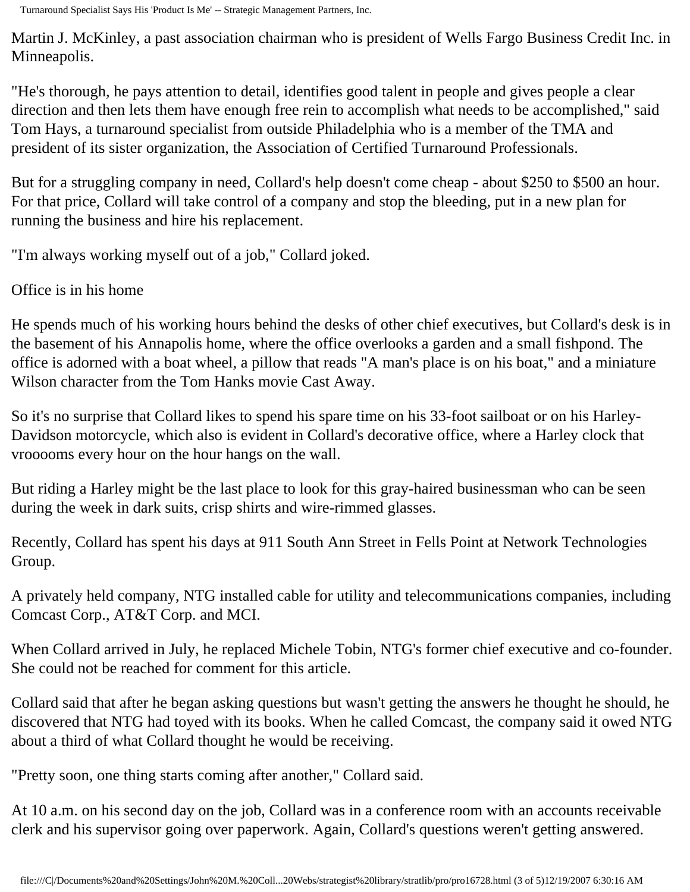Martin J. McKinley, a past association chairman who is president of Wells Fargo Business Credit Inc. in Minneapolis.

"He's thorough, he pays attention to detail, identifies good talent in people and gives people a clear direction and then lets them have enough free rein to accomplish what needs to be accomplished," said Tom Hays, a turnaround specialist from outside Philadelphia who is a member of the TMA and president of its sister organization, the Association of Certified Turnaround Professionals.

But for a struggling company in need, Collard's help doesn't come cheap - about $250 to $500 an hour. For that price, Collard will take control of a company and stop the bleeding, put in a new plan for running the business and hire his replacement.

"I'm always working myself out of a job," Collard joked.

Office is in his home

He spends much of his working hours behind the desks of other chief executives, but Collard's desk is in the basement of his Annapolis home, where the office overlooks a garden and a small fishpond. The office is adorned with a boat wheel, a pillow that reads "A man's place is on his boat," and a miniature Wilson character from the Tom Hanks movie Cast Away.

So it's no surprise that Collard likes to spend his spare time on his 33-foot sailboat or on his Harley-Davidson motorcycle, which also is evident in Collard's decorative office, where a Harley clock that vrooooms every hour on the hour hangs on the wall.

But riding a Harley might be the last place to look for this gray-haired businessman who can be seen during the week in dark suits, crisp shirts and wire-rimmed glasses.

Recently, Collard has spent his days at 911 South Ann Street in Fells Point at Network Technologies Group.

A privately held company, NTG installed cable for utility and telecommunications companies, including Comcast Corp., AT&T Corp. and MCI.

When Collard arrived in July, he replaced Michele Tobin, NTG's former chief executive and co-founder. She could not be reached for comment for this article.

Collard said that after he began asking questions but wasn't getting the answers he thought he should, he discovered that NTG had toyed with its books. When he called Comcast, the company said it owed NTG about a third of what Collard thought he would be receiving.

"Pretty soon, one thing starts coming after another," Collard said.

At 10 a.m. on his second day on the job, Collard was in a conference room with an accounts receivable clerk and his supervisor going over paperwork. Again, Collard's questions weren't getting answered.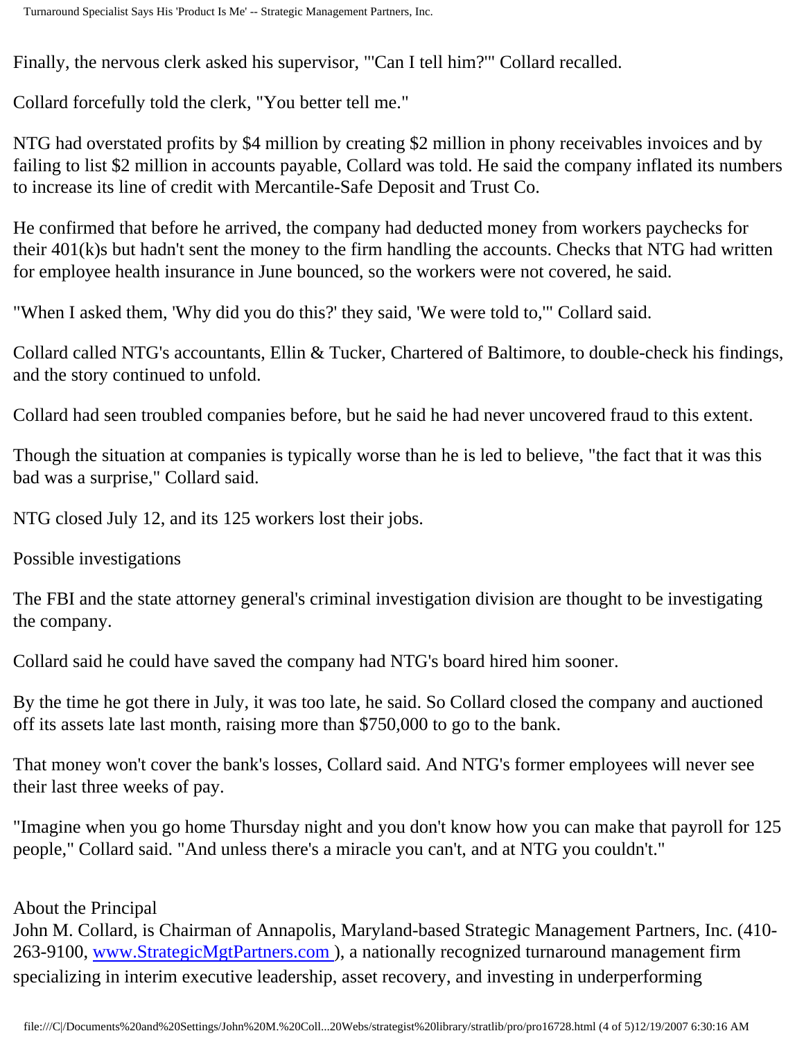Finally, the nervous clerk asked his supervisor, "'Can I tell him?'" Collard recalled.

Collard forcefully told the clerk, "You better tell me."

NTG had overstated profits by $4 million by creating $2 million in phony receivables invoices and by failing to list $2 million in accounts payable, Collard was told. He said the company inflated its numbers to increase its line of credit with Mercantile-Safe Deposit and Trust Co.

He confirmed that before he arrived, the company had deducted money from workers paychecks for their 401(k)s but hadn't sent the money to the firm handling the accounts. Checks that NTG had written for employee health insurance in June bounced, so the workers were not covered, he said.

"When I asked them, 'Why did you do this?' they said, 'We were told to,'" Collard said.

Collard called NTG's accountants, Ellin & Tucker, Chartered of Baltimore, to double-check his findings, and the story continued to unfold.

Collard had seen troubled companies before, but he said he had never uncovered fraud to this extent.

Though the situation at companies is typically worse than he is led to believe, "the fact that it was this bad was a surprise," Collard said.

NTG closed July 12, and its 125 workers lost their jobs.

Possible investigations

The FBI and the state attorney general's criminal investigation division are thought to be investigating the company.

Collard said he could have saved the company had NTG's board hired him sooner.

By the time he got there in July, it was too late, he said. So Collard closed the company and auctioned off its assets late last month, raising more than $750,000 to go to the bank.

That money won't cover the bank's losses, Collard said. And NTG's former employees will never see their last three weeks of pay.

"Imagine when you go home Thursday night and you don't know how you can make that payroll for 125 people," Collard said. "And unless there's a miracle you can't, and at NTG you couldn't."

About the Principal
John M. Collard, is Chairman of Annapolis, Maryland-based Strategic Management Partners, Inc. (410-263-9100, www.StrategicMgtPartners.com ), a nationally recognized turnaround management firm specializing in interim executive leadership, asset recovery, and investing in underperforming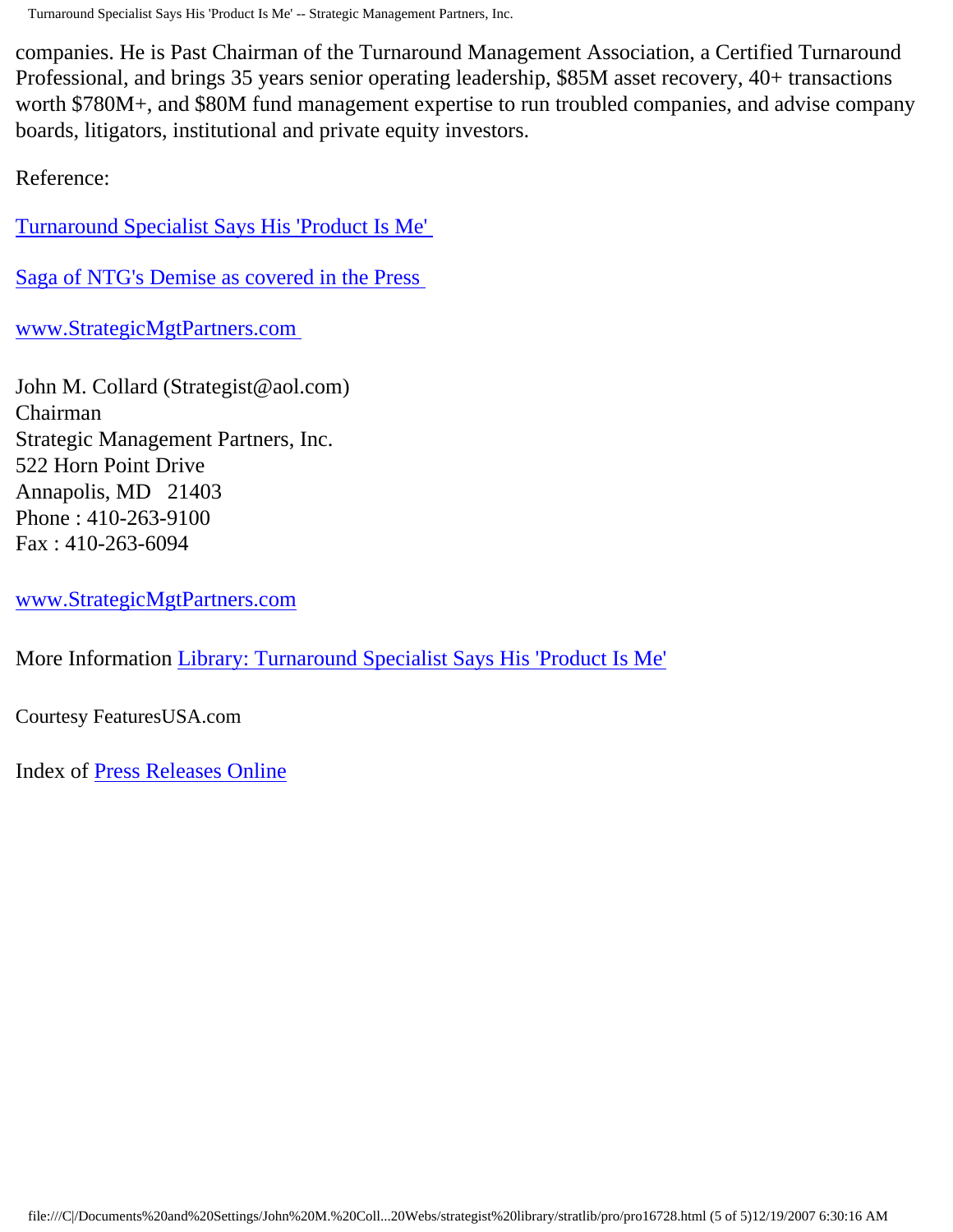companies. He is Past Chairman of the Turnaround Management Association, a Certified Turnaround Professional, and brings 35 years senior operating leadership, $85M asset recovery, 40+ transactions worth $780M+, and $80M fund management expertise to run troubled companies, and advise company boards, litigators, institutional and private equity investors.

Reference:

Turnaround Specialist Says His 'Product Is Me'

Saga of NTG's Demise as covered in the Press

www.StrategicMgtPartners.com

John M. Collard (Strategist@aol.com)
Chairman
Strategic Management Partners, Inc.
522 Horn Point Drive
Annapolis, MD 21403
Phone : 410-263-9100
Fax : 410-263-6094

www.StrategicMgtPartners.com

More Information Library: Turnaround Specialist Says His 'Product Is Me'

Courtesy FeaturesUSA.com

Index of Press Releases Online